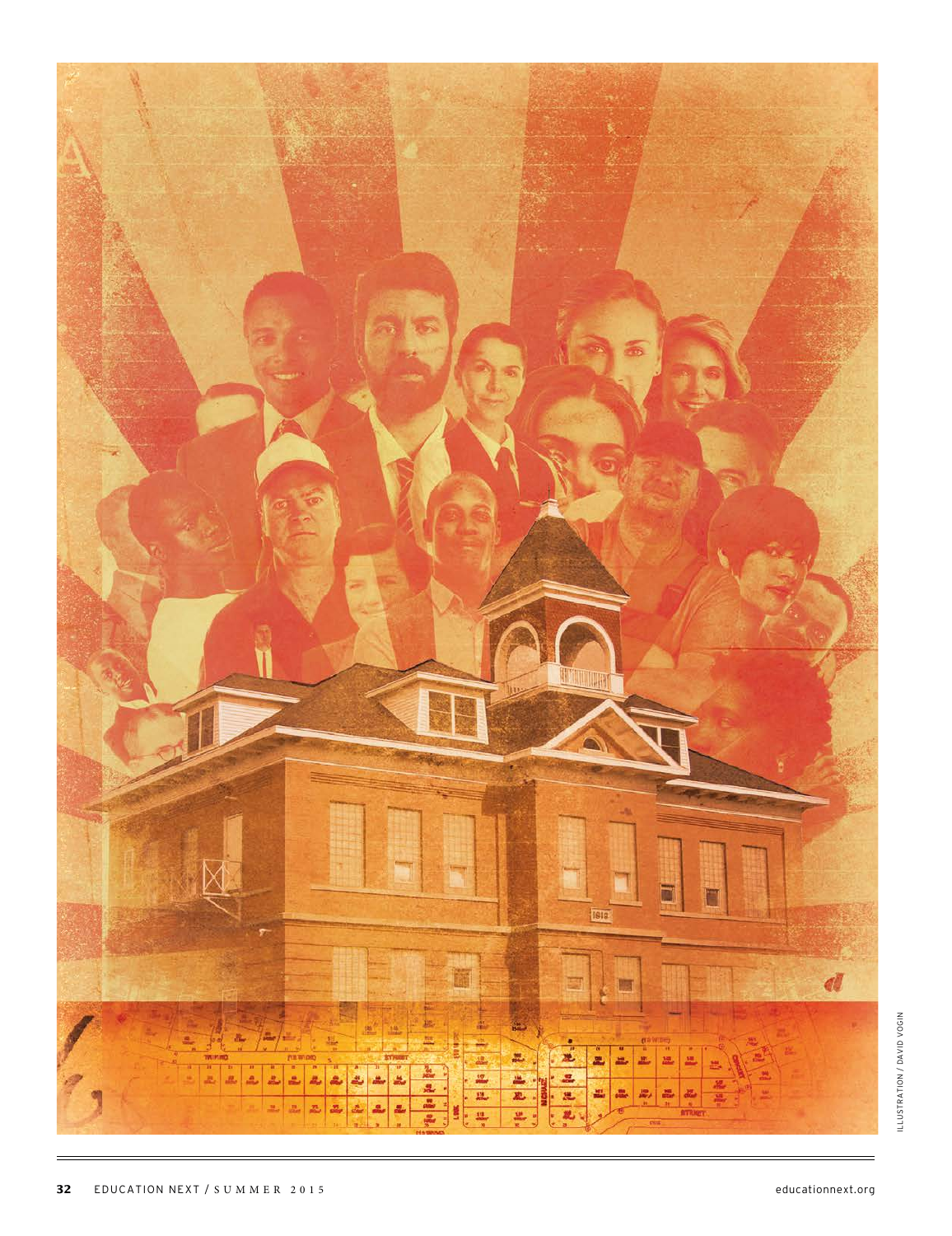ILLUSTRATION / DAVID VOGIN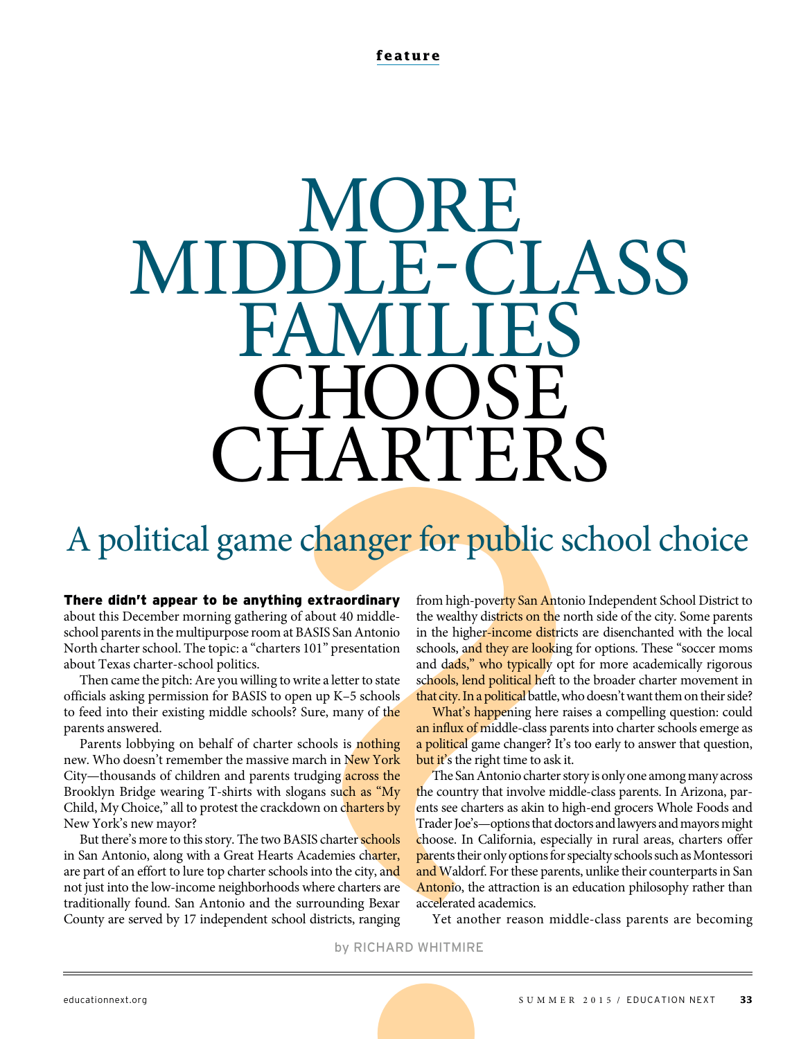# MORE MIDDLE-CLASS FAMILIES CHOOSE CHARTERS

## A political game changer for public school choice

by RICHARD WHITMIRE

**There didn't appear to be anything extraordinary** about this December morning gathering of about 40 middle-school parents in the multipurpose room at BASIS San Antonio North charter school. The topic: a "charters 101" presentation about Texas charter-school politics.

Then came the pitch: Are you willing to write a letter to state officials asking permission for BASIS to open up K–5 schools to feed into their existing middle schools? Sure, many of the parents answered.

Parents lobbying on behalf of charter schools is nothing new. Who doesn't remember the massive march in New York City—thousands of children and parents trudging across the Brooklyn Bridge wearing T-shirts with slogans such as "My Child, My Choice," all to protest the crackdown on charters by New York's new mayor?

But there's more to this story. The two BASIS charter schools in San Antonio, along with a Great Hearts Academies charter, are part of an effort to lure top charter schools into the city, and not just into the low-income neighborhoods where charters are traditionally found. San Antonio and the surrounding Bexar County are served by 17 independent school districts, ranging from high-poverty San Antonio Independent School District to the wealthy districts on the north side of the city. Some parents in the higher-income districts are disenchanted with the local schools, and they are looking for options. These "soccer moms and dads," who typically opt for more academically rigorous schools, lend political heft to the broader charter movement in that city. In a political battle, who doesn't want them on their side?

What's happening here raises a compelling question: could an influx of middle-class parents into charter schools emerge as a political game changer? It's too early to answer that question, but it's the right time to ask it.

The San Antonio charter story is only one among many across the country that involve middle-class parents. In Arizona, parents see charters as akin to high-end grocers Whole Foods and Trader Joe's—options that doctors and lawyers and mayors might choose. In California, especially in rural areas, charters offer parents their only options for specialty schools such as Montessori and Waldorf. For these parents, unlike their counterparts in San Antonio, the attraction is an education philosophy rather than accelerated academics.

Yet another reason middle-class parents are becoming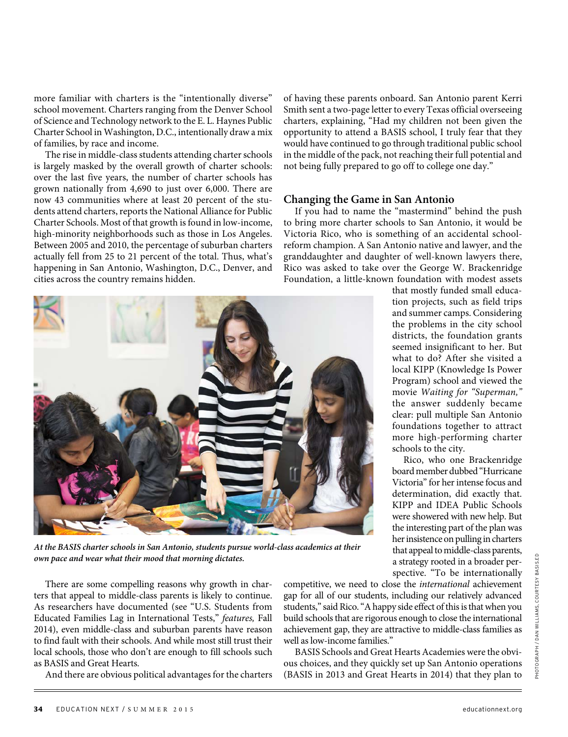more familiar with charters is the "intentionally diverse" school movement. Charters ranging from the Denver School of Science and Technology network to the E. L. Haynes Public Charter School in Washington, D.C., intentionally draw a mix of families, by race and income.

The rise in middle-class students attending charter schools is largely masked by the overall growth of charter schools: over the last five years, the number of charter schools has grown nationally from 4,690 to just over 6,000. There are now 43 communities where at least 20 percent of the students attend charters, reports the National Alliance for Public Charter Schools. Most of that growth is found in low-income, high-minority neighborhoods such as those in Los Angeles. Between 2005 and 2010, the percentage of suburban charters actually fell from 25 to 21 percent of the total. Thus, what's happening in San Antonio, Washington, D.C., Denver, and cities across the country remains hidden.

*At the BASIS charter schools in San Antonio, students pursue world-class academics at their own pace and wear what their mood that morning dictates.*

There are some compelling reasons why growth in charters that appeal to middle-class parents is likely to continue. As researchers have documented (see "U.S. Students from Educated Families Lag in International Tests," *features,* Fall 2014), even middle-class and suburban parents have reason to find fault with their schools. And while most still trust their local schools, those who don't are enough to fill schools such as BASIS and Great Hearts.

And there are obvious political advantages for the charters of having these parents onboard. San Antonio parent Kerri Smith sent a two-page letter to every Texas official overseeing charters, explaining, "Had my children not been given the opportunity to attend a BASIS school, I truly fear that they would have continued to go through traditional public school in the middle of the pack, not reaching their full potential and not being fully prepared to go off to college one day."

## Changing the Game in San Antonio

If you had to name the "mastermind" behind the push to bring more charter schools to San Antonio, it would be Victoria Rico, who is something of an accidental school-reform champion. A San Antonio native and lawyer, and the granddaughter and daughter of well-known lawyers there, Rico was asked to take over the George W. Brackenridge Foundation, a little-known foundation with modest assets that mostly funded small education projects, such as field trips and summer camps. Considering the problems in the city school districts, the foundation grants seemed insignificant to her. But what to do? After she visited a local KIPP (Knowledge Is Power Program) school and viewed the movie *Waiting for "Superman,"* the answer suddenly became clear: pull multiple San Antonio foundations together to attract more high-performing charter schools to the city.

Rico, who one Brackenridge board member dubbed "Hurricane Victoria" for her intense focus and determination, did exactly that. KIPP and IDEA Public Schools were showered with new help. But the interesting part of the plan was her insistence on pulling in charters that appeal to middle-class parents, a strategy rooted in a broader perspective. "To be internationally competitive, we need to close the *international* achievement gap for all of our students, including our relatively advanced students," said Rico. "A happy side effect of this is that when you build schools that are rigorous enough to close the international achievement gap, they are attractive to middle-class families as well as low-income families."

BASIS Schools and Great Hearts Academies were the obvious choices, and they quickly set up San Antonio operations (BASIS in 2013 and Great Hearts in 2014) that they plan to

PHOTOGRAPH / DAN WILLIAMS, COURTESY BASIS.ED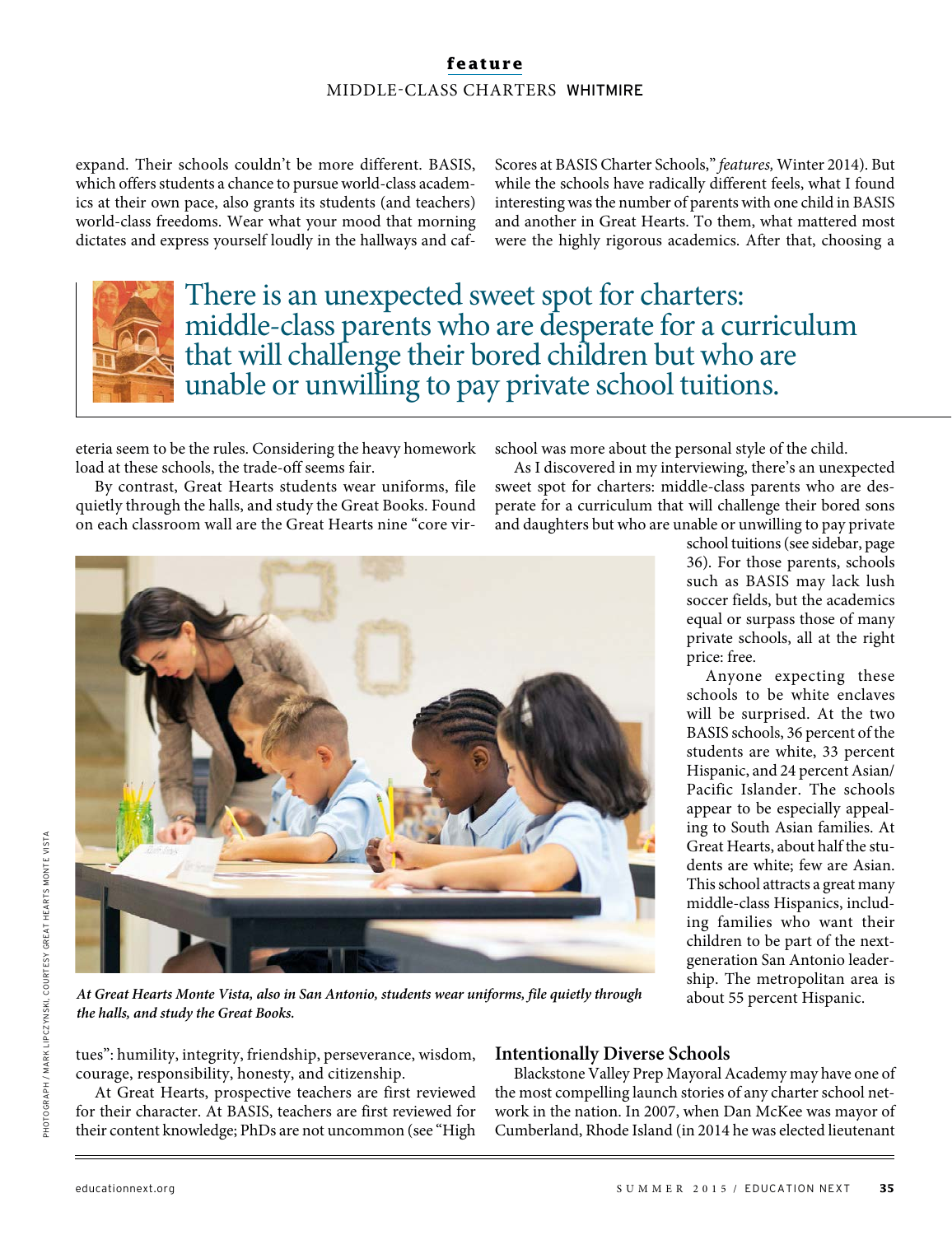expand. Their schools couldn't be more different. BASIS, which offers students a chance to pursue world-class academics at their own pace, also grants its students (and teachers) world-class freedoms. Wear what your mood that morning dictates and express yourself loudly in the hallways and cafeteria seem to be the rules. Considering the heavy homework load at these schools, the trade-off seems fair.

By contrast, Great Hearts students wear uniforms, file quietly through the halls, and study the Great Books. Found on each classroom wall are the Great Hearts nine "core virtues": humility, integrity, friendship, perseverance, wisdom, courage, responsibility, honesty, and citizenship.

At Great Hearts, prospective teachers are first reviewed for their character. At BASIS, teachers are first reviewed for their content knowledge; PhDs are not uncommon (see "High Scores at BASIS Charter Schools," *features,* Winter 2014). But while the schools have radically different feels, what I found interesting was the number of parents with one child in BASIS and another in Great Hearts. To them, what mattered most were the highly rigorous academics. After that, choosing a school was more about the personal style of the child.

> There is an unexpected sweet spot for charters: middle-class parents who are desperate for a curriculum that will challenge their bored children but who are unable or unwilling to pay private school tuitions.

As I discovered in my interviewing, there's an unexpected sweet spot for charters: middle-class parents who are desperate for a curriculum that will challenge their bored sons and daughters but who are unable or unwilling to pay private school tuitions (see sidebar, page 36). For those parents, schools such as BASIS may lack lush soccer fields, but the academics equal or surpass those of many private schools, all at the right price: free.

Anyone expecting these schools to be white enclaves will be surprised. At the two BASIS schools, 36 percent of the students are white, 33 percent Hispanic, and 24 percent Asian/Pacific Islander. The schools appear to be especially appealing to South Asian families. At Great Hearts, about half the students are white; few are Asian. This school attracts a great many middle-class Hispanics, including families who want their children to be part of the next-generation San Antonio leadership. The metropolitan area is about 55 percent Hispanic.

*At Great Hearts Monte Vista, also in San Antonio, students wear uniforms, file quietly through the halls, and study the Great Books.*

### Intentionally Diverse Schools

Blackstone Valley Prep Mayoral Academy may have one of the most compelling launch stories of any charter school network in the nation. In 2007, when Dan McKee was mayor of Cumberland, Rhode Island (in 2014 he was elected lieutenant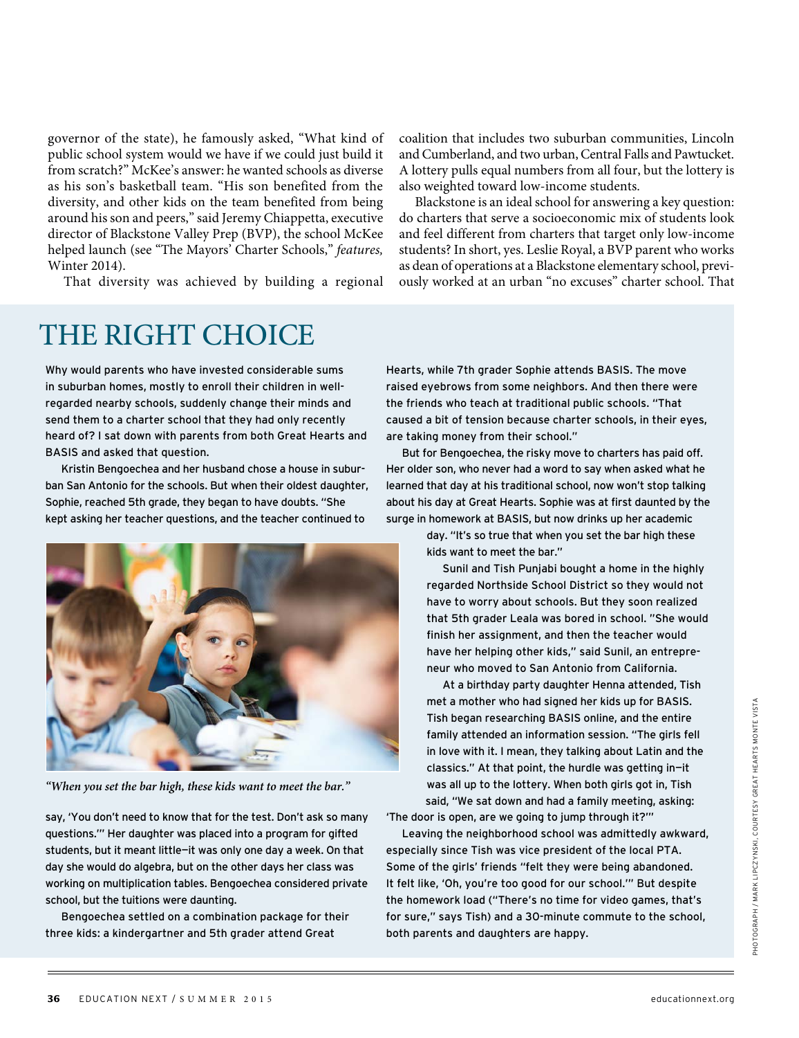governor of the state), he famously asked, "What kind of public school system would we have if we could just build it from scratch?" McKee's answer: he wanted schools as diverse as his son's basketball team. "His son benefited from the diversity, and other kids on the team benefited from being around his son and peers," said Jeremy Chiappetta, executive director of Blackstone Valley Prep (BVP), the school McKee helped launch (see "The Mayors' Charter Schools," *features,* Winter 2014).

That diversity was achieved by building a regional coalition that includes two suburban communities, Lincoln and Cumberland, and two urban, Central Falls and Pawtucket. A lottery pulls equal numbers from all four, but the lottery is also weighted toward low-income students.

Blackstone is an ideal school for answering a key question: do charters that serve a socioeconomic mix of students look and feel different from charters that target only low-income students? In short, yes. Leslie Royal, a BVP parent who works as dean of operations at a Blackstone elementary school, previously worked at an urban "no excuses" charter school. That

## THE RIGHT CHOICE

Why would parents who have invested considerable sums in suburban homes, mostly to enroll their children in well-regarded nearby schools, suddenly change their minds and send them to a charter school that they had only recently heard of? I sat down with parents from both Great Hearts and BASIS and asked that question.

Kristin Bengoechea and her husband chose a house in suburban San Antonio for the schools. But when their oldest daughter, Sophie, reached 5th grade, they began to have doubts. "She kept asking her teacher questions, and the teacher continued to say, 'You don't need to know that for the test. Don't ask so many questions.'" Her daughter was placed into a program for gifted students, but it meant little—it was only one day a week. On that day she would do algebra, but on the other days her class was working on multiplication tables. Bengoechea considered private school, but the tuitions were daunting.

*"When you set the bar high, these kids want to meet the bar."*

Bengoechea settled on a combination package for their three kids: a kindergartner and 5th grader attend Great Hearts, while 7th grader Sophie attends BASIS. The move raised eyebrows from some neighbors. And then there were the friends who teach at traditional public schools. "That caused a bit of tension because charter schools, in their eyes, are taking money from their school."

But for Bengoechea, the risky move to charters has paid off. Her older son, who never had a word to say when asked what he learned that day at his traditional school, now won't stop talking about his day at Great Hearts. Sophie was at first daunted by the surge in homework at BASIS, but now drinks up her academic day. "It's so true that when you set the bar high these kids want to meet the bar."

Sunil and Tish Punjabi bought a home in the highly regarded Northside School District so they would not have to worry about schools. But they soon realized that 5th grader Leala was bored in school. "She would finish her assignment, and then the teacher would have her helping other kids," said Sunil, an entrepreneur who moved to San Antonio from California.

At a birthday party daughter Henna attended, Tish met a mother who had signed her kids up for BASIS. Tish began researching BASIS online, and the entire family attended an information session. "The girls fell in love with it. I mean, they talking about Latin and the classics." At that point, the hurdle was getting in—it was all up to the lottery. When both girls got in, Tish said, "We sat down and had a family meeting, asking: 'The door is open, are we going to jump through it?'"

Leaving the neighborhood school was admittedly awkward, especially since Tish was vice president of the local PTA. Some of the girls' friends "felt they were being abandoned. It felt like, 'Oh, you're too good for our school.'" But despite the homework load ("There's no time for video games, that's for sure," says Tish) and a 30-minute commute to the school, both parents and daughters are happy.

PHOTOGRAPH / MARK LIPCZYNSKI, COURTESY GREAT HEARTS MONTE VISTA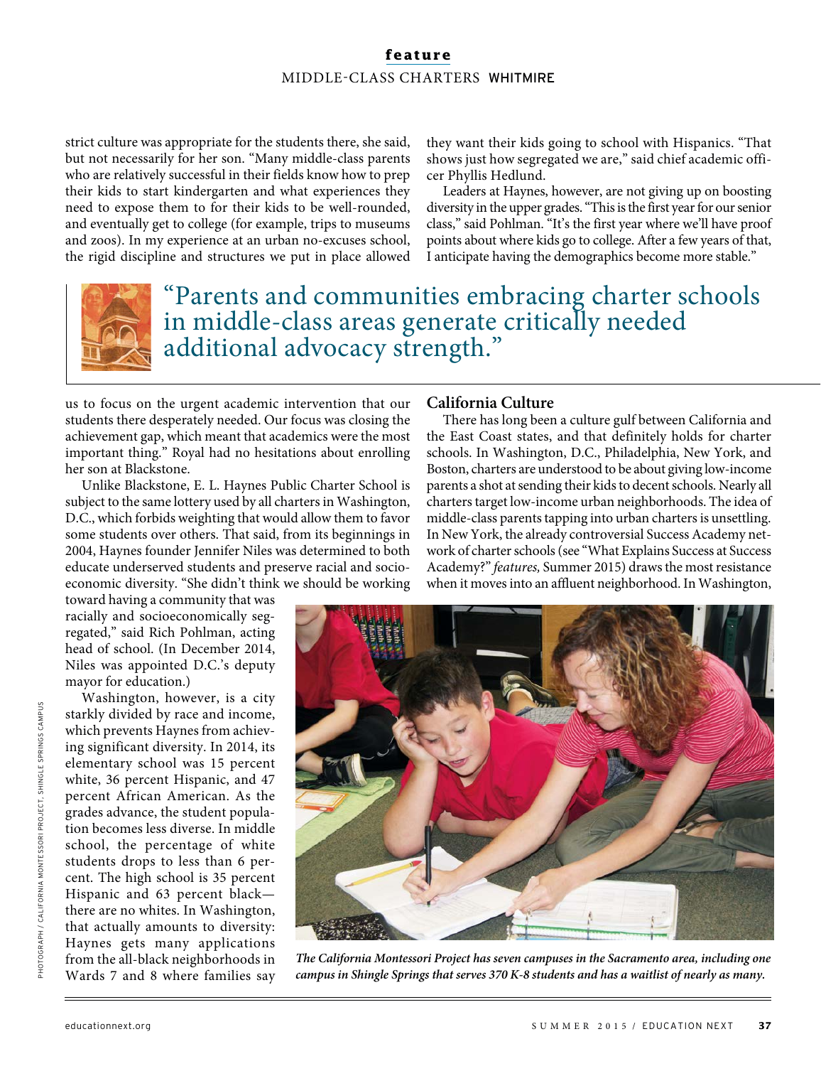strict culture was appropriate for the students there, she said, but not necessarily for her son. "Many middle-class parents who are relatively successful in their fields know how to prep their kids to start kindergarten and what experiences they need to expose them to for their kids to be well-rounded, and eventually get to college (for example, trips to museums and zoos). In my experience at an urban no-excuses school, the rigid discipline and structures we put in place allowed us to focus on the urgent academic intervention that our students there desperately needed. Our focus was closing the achievement gap, which meant that academics were the most important thing." Royal had no hesitations about enrolling her son at Blackstone.

Unlike Blackstone, E. L. Haynes Public Charter School is subject to the same lottery used by all charters in Washington, D.C., which forbids weighting that would allow them to favor some students over others. That said, from its beginnings in 2004, Haynes founder Jennifer Niles was determined to both educate underserved students and preserve racial and socioeconomic diversity. "She didn't think we should be working toward having a community that was racially and socioeconomically segregated," said Rich Pohlman, acting head of school. (In December 2014, Niles was appointed D.C.'s deputy mayor for education.)

Washington, however, is a city starkly divided by race and income, which prevents Haynes from achieving significant diversity. In 2014, its elementary school was 15 percent white, 36 percent Hispanic, and 47 percent African American. As the grades advance, the student population becomes less diverse. In middle school, the percentage of white students drops to less than 6 percent. The high school is 35 percent Hispanic and 63 percent black—there are no whites. In Washington, that actually amounts to diversity: Haynes gets many applications from the all-black neighborhoods in Wards 7 and 8 where families say they want their kids going to school with Hispanics. "That shows just how segregated we are," said chief academic officer Phyllis Hedlund.

Leaders at Haynes, however, are not giving up on boosting diversity in the upper grades. "This is the first year for our senior class," said Pohlman. "It's the first year where we'll have proof points about where kids go to college. After a few years of that, I anticipate having the demographics become more stable."

> "Parents and communities embracing charter schools in middle-class areas generate critically needed additional advocacy strength."

## California Culture

There has long been a culture gulf between California and the East Coast states, and that definitely holds for charter schools. In Washington, D.C., Philadelphia, New York, and Boston, charters are understood to be about giving low-income parents a shot at sending their kids to decent schools. Nearly all charters target low-income urban neighborhoods. The idea of middle-class parents tapping into urban charters is unsettling. In New York, the already controversial Success Academy network of charter schools (see "What Explains Success at Success Academy?" *features,* Summer 2015) draws the most resistance when it moves into an affluent neighborhood. In Washington,

*The California Montessori Project has seven campuses in the Sacramento area, including one campus in Shingle Springs that serves 370 K-8 students and has a waitlist of nearly as many.*

PHOTOGRAPH / CALIFORNIA MONTESSORI PROJECT, SHINGLE SPRINGS CAMPUS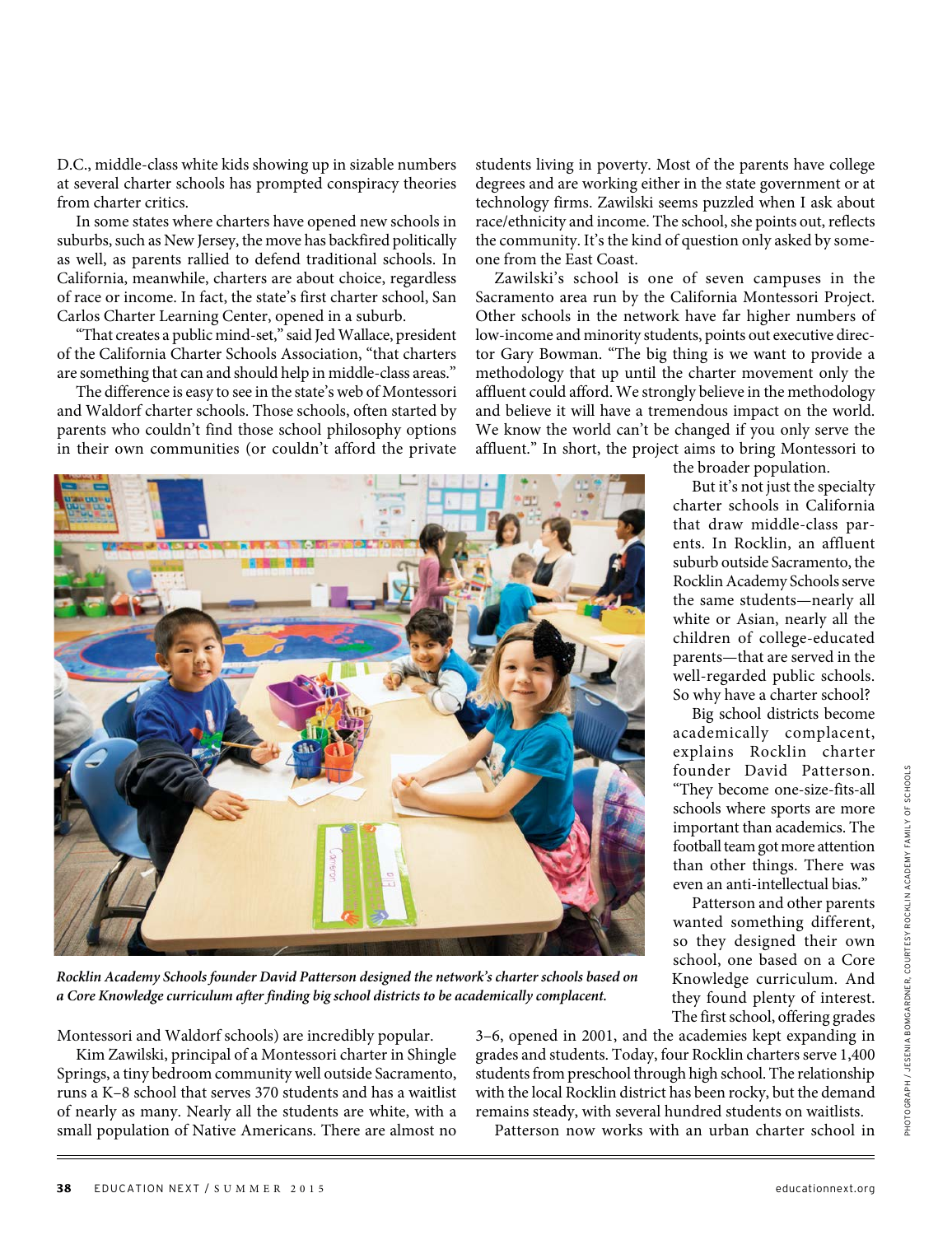D.C., middle-class white kids showing up in sizable numbers at several charter schools has prompted conspiracy theories from charter critics.

In some states where charters have opened new schools in suburbs, such as New Jersey, the move has backfired politically as well, as parents rallied to defend traditional schools. In California, meanwhile, charters are about choice, regardless of race or income. In fact, the state's first charter school, San Carlos Charter Learning Center, opened in a suburb.

"That creates a public mind-set," said Jed Wallace, president of the California Charter Schools Association, "that charters are something that can and should help in middle-class areas."

The difference is easy to see in the state's web of Montessori and Waldorf charter schools. Those schools, often started by parents who couldn't find those school philosophy options in their own communities (or couldn't afford the private Montessori and Waldorf schools) are incredibly popular.

Kim Zawilski, principal of a Montessori charter in Shingle Springs, a tiny bedroom community well outside Sacramento, runs a K–8 school that serves 370 students and has a waitlist of nearly as many. Nearly all the students are white, with a small population of Native Americans. There are almost no students living in poverty. Most of the parents have college degrees and are working either in the state government or at technology firms. Zawilski seems puzzled when I ask about race/ethnicity and income. The school, she points out, reflects the community. It's the kind of question only asked by someone from the East Coast.

Zawilski's school is one of seven campuses in the Sacramento area run by the California Montessori Project. Other schools in the network have far higher numbers of low-income and minority students, points out executive director Gary Bowman. "The big thing is we want to provide a methodology that up until the charter movement only the affluent could afford. We strongly believe in the methodology and believe it will have a tremendous impact on the world. We know the world can't be changed if you only serve the affluent." In short, the project aims to bring Montessori to the broader population.

But it's not just the specialty charter schools in California that draw middle-class parents. In Rocklin, an affluent suburb outside Sacramento, the Rocklin Academy Schools serve the same students—nearly all white or Asian, nearly all the children of college-educated parents—that are served in the well-regarded public schools. So why have a charter school?

Big school districts become academically complacent, explains Rocklin charter founder David Patterson. "They become one-size-fits-all schools where sports are more important than academics. The football team got more attention than other things. There was even an anti-intellectual bias."

Patterson and other parents wanted something different, so they designed their own school, one based on a Core Knowledge curriculum. And they found plenty of interest. The first school, offering grades 3–6, opened in 2001, and the academies kept expanding in grades and students. Today, four Rocklin charters serve 1,400 students from preschool through high school. The relationship with the local Rocklin district has been rocky, but the demand remains steady, with several hundred students on waitlists.

*Rocklin Academy Schools founder David Patterson designed the network's charter schools based on a Core Knowledge curriculum after finding big school districts to be academically complacent.*

PHOTOGRAPH / JESENIA BOMGARDNER, COURTESY ROCKLIN ACADEMY FAMILY OF SCHOOLS

Patterson now works with an urban charter school in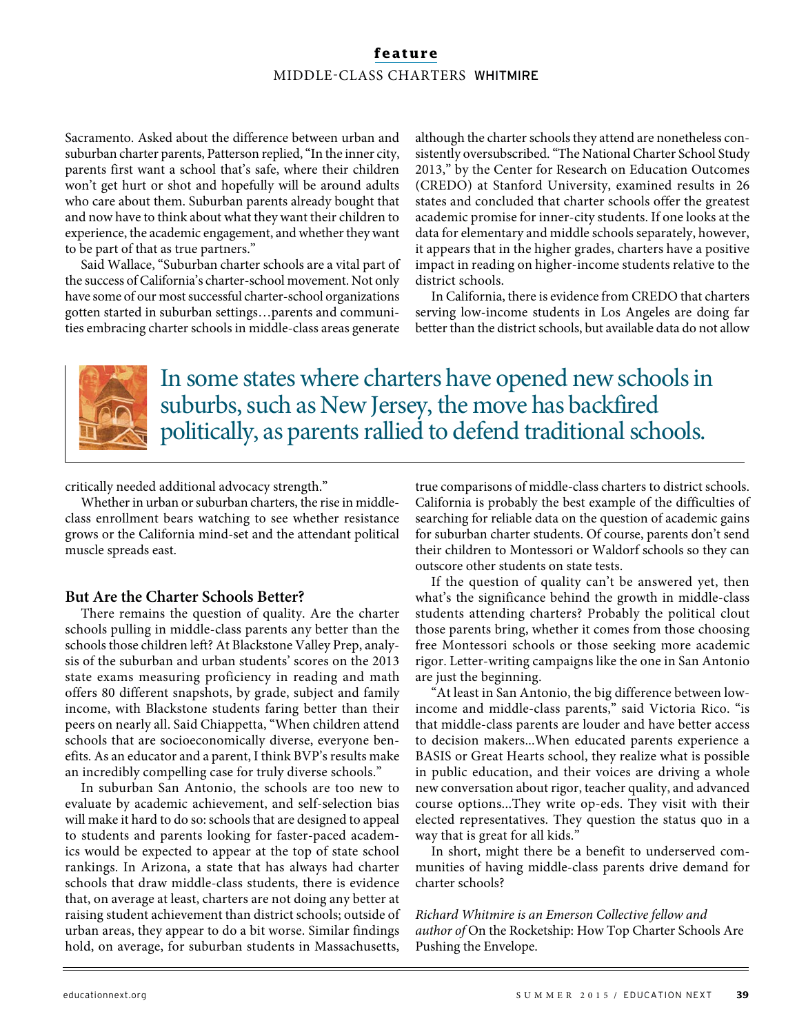Sacramento. Asked about the difference between urban and suburban charter parents, Patterson replied, "In the inner city, parents first want a school that's safe, where their children won't get hurt or shot and hopefully will be around adults who care about them. Suburban parents already bought that and now have to think about what they want their children to experience, the academic engagement, and whether they want to be part of that as true partners."

Said Wallace, "Suburban charter schools are a vital part of the success of California's charter-school movement. Not only have some of our most successful charter-school organizations gotten started in suburban settings…parents and communities embracing charter schools in middle-class areas generate critically needed additional advocacy strength."

Whether in urban or suburban charters, the rise in middle-class enrollment bears watching to see whether resistance grows or the California mind-set and the attendant political muscle spreads east.

> In some states where charters have opened new schools in suburbs, such as New Jersey, the move has backfired politically, as parents rallied to defend traditional schools.

## But Are the Charter Schools Better?

There remains the question of quality. Are the charter schools pulling in middle-class parents any better than the schools those children left? At Blackstone Valley Prep, analysis of the suburban and urban students' scores on the 2013 state exams measuring proficiency in reading and math offers 80 different snapshots, by grade, subject and family income, with Blackstone students faring better than their peers on nearly all. Said Chiappetta, "When children attend schools that are socioeconomically diverse, everyone benefits. As an educator and a parent, I think BVP's results make an incredibly compelling case for truly diverse schools."

In suburban San Antonio, the schools are too new to evaluate by academic achievement, and self-selection bias will make it hard to do so: schools that are designed to appeal to students and parents looking for faster-paced academics would be expected to appear at the top of state school rankings. In Arizona, a state that has always had charter schools that draw middle-class students, there is evidence that, on average at least, charters are not doing any better at raising student achievement than district schools; outside of urban areas, they appear to do a bit worse. Similar findings hold, on average, for suburban students in Massachusetts, although the charter schools they attend are nonetheless consistently oversubscribed. "The National Charter School Study 2013," by the Center for Research on Education Outcomes (CREDO) at Stanford University, examined results in 26 states and concluded that charter schools offer the greatest academic promise for inner-city students. If one looks at the data for elementary and middle schools separately, however, it appears that in the higher grades, charters have a positive impact in reading on higher-income students relative to the district schools.

In California, there is evidence from CREDO that charters serving low-income students in Los Angeles are doing far better than the district schools, but available data do not allow true comparisons of middle-class charters to district schools. California is probably the best example of the difficulties of searching for reliable data on the question of academic gains for suburban charter students. Of course, parents don't send their children to Montessori or Waldorf schools so they can outscore other students on state tests.

If the question of quality can't be answered yet, then what's the significance behind the growth in middle-class students attending charters? Probably the political clout those parents bring, whether it comes from those choosing free Montessori schools or those seeking more academic rigor. Letter-writing campaigns like the one in San Antonio are just the beginning.

"At least in San Antonio, the big difference between low-income and middle-class parents," said Victoria Rico. "is that middle-class parents are louder and have better access to decision makers...When educated parents experience a BASIS or Great Hearts school, they realize what is possible in public education, and their voices are driving a whole new conversation about rigor, teacher quality, and advanced course options...They write op-eds. They visit with their elected representatives. They question the status quo in a way that is great for all kids."

In short, might there be a benefit to underserved communities of having middle-class parents drive demand for charter schools?

*Richard Whitmire is an Emerson Collective fellow and author of* On the Rocketship: How Top Charter Schools Are Pushing the Envelope.